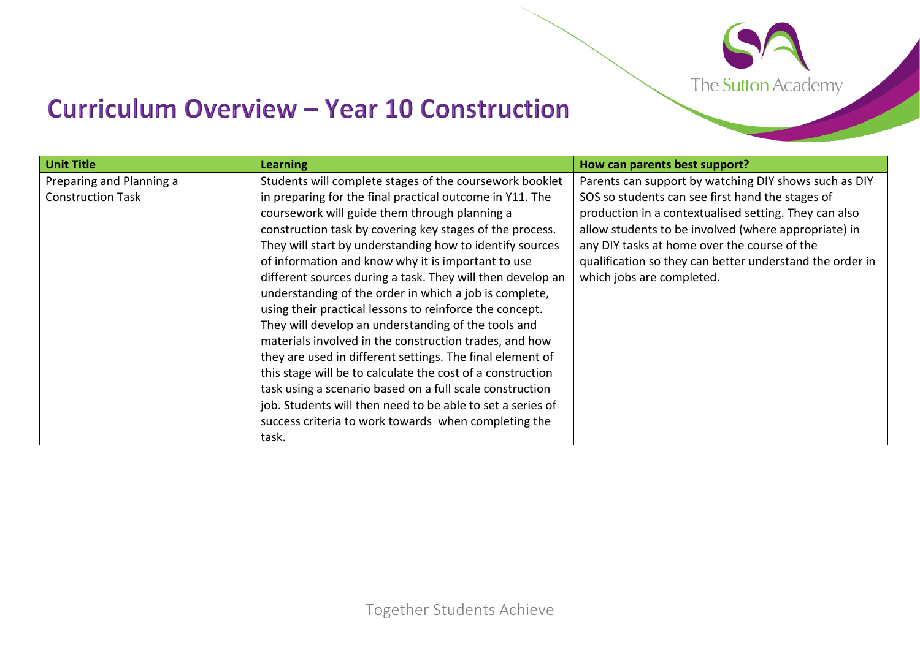# Curriculum Overview – Year 10 Construction

| Unit Title | Learning | How can parents best support? |
|---|---|---|
| Preparing and Planning a Construction Task | Students will complete stages of the coursework booklet in preparing for the final practical outcome in Y11. The coursework will guide them through planning a construction task by covering key stages of the process. They will start by understanding how to identify sources of information and know why it is important to use different sources during a task. They will then develop an understanding of the order in which a job is complete, using their practical lessons to reinforce the concept. They will develop an understanding of the tools and materials involved in the construction trades, and how they are used in different settings. The final element of this stage will be to calculate the cost of a construction task using a scenario based on a full scale construction job. Students will then need to be able to set a series of success criteria to work towards when completing the task. | Parents can support by watching DIY shows such as DIY SOS so students can see first hand the stages of production in a contextualised setting. They can also allow students to be involved (where appropriate) in any DIY tasks at home over the course of the qualification so they can better understand the order in which jobs are completed. |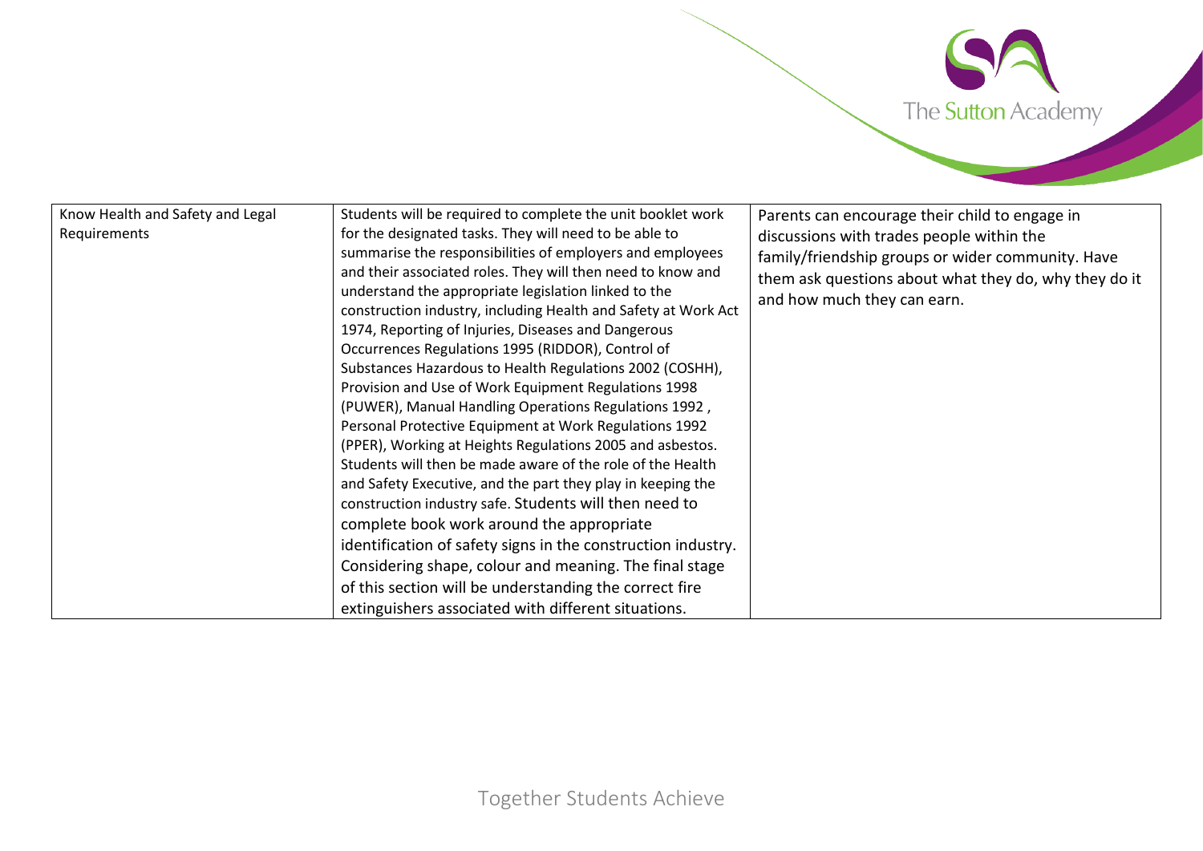| Know Health and Safety and Legal Requirements | Students will be required to complete the unit booklet work for the designated tasks. They will need to be able to summarise the responsibilities of employers and employees and their associated roles. They will then need to know and understand the appropriate legislation linked to the construction industry, including Health and Safety at Work Act 1974, Reporting of Injuries, Diseases and Dangerous Occurrences Regulations 1995 (RIDDOR), Control of Substances Hazardous to Health Regulations 2002 (COSHH), Provision and Use of Work Equipment Regulations 1998 (PUWER), Manual Handling Operations Regulations 1992 , Personal Protective Equipment at Work Regulations 1992 (PPER), Working at Heights Regulations 2005 and asbestos. Students will then be made aware of the role of the Health and Safety Executive, and the part they play in keeping the construction industry safe. Students will then need to complete book work around the appropriate identification of safety signs in the construction industry. Considering shape, colour and meaning. The final stage of this section will be understanding the correct fire extinguishers associated with different situations. | Parents can encourage their child to engage in discussions with trades people within the family/friendship groups or wider community. Have them ask questions about what they do, why they do it and how much they can earn. |
|---|---|---|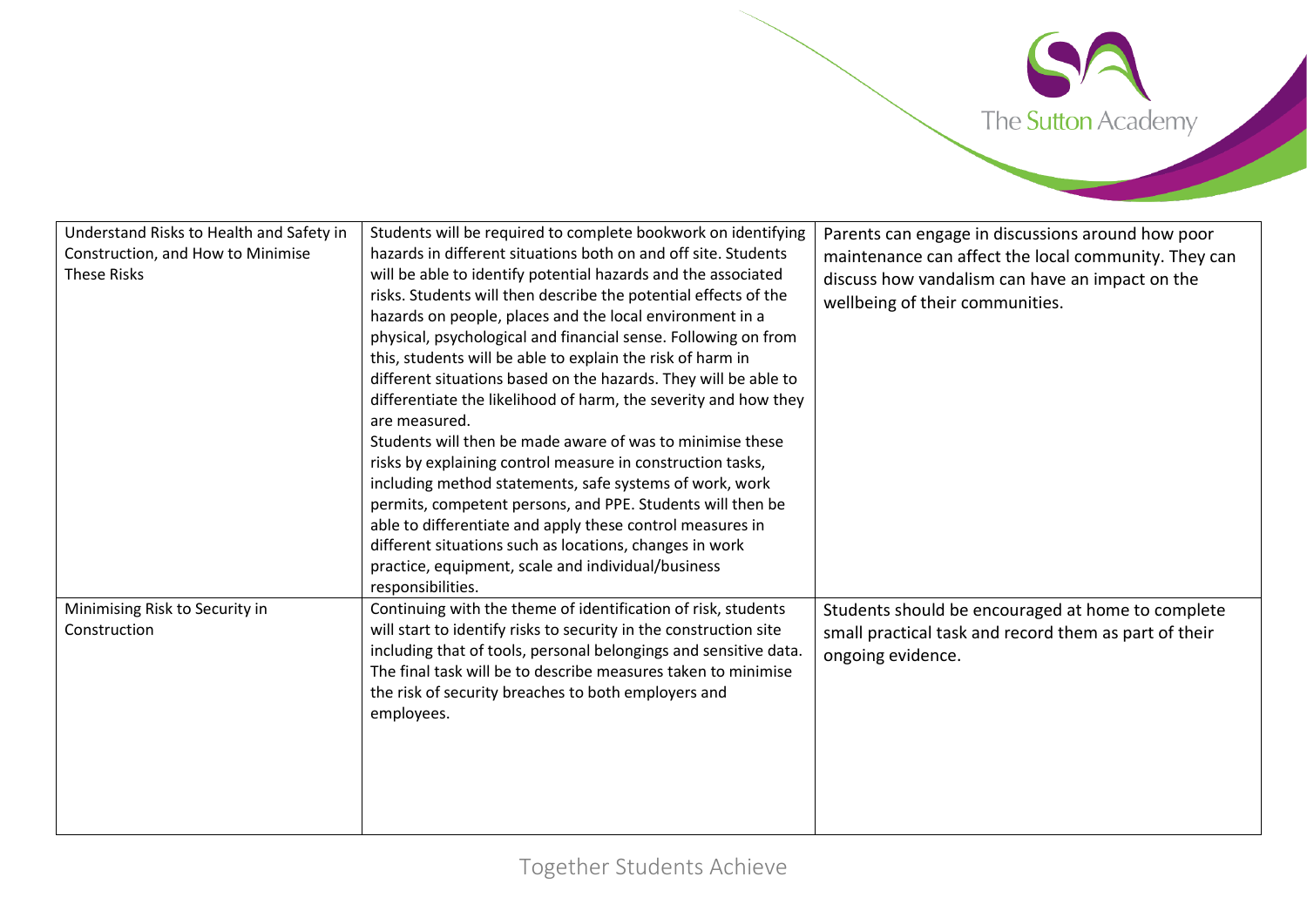| | | |
|---|---|---|
| Understand Risks to Health and Safety in Construction, and How to Minimise These Risks | Students will be required to complete bookwork on identifying hazards in different situations both on and off site. Students will be able to identify potential hazards and the associated risks. Students will then describe the potential effects of the hazards on people, places and the local environment in a physical, psychological and financial sense. Following on from this, students will be able to explain the risk of harm in different situations based on the hazards. They will be able to differentiate the likelihood of harm, the severity and how they are measured.<br>Students will then be made aware of was to minimise these risks by explaining control measure in construction tasks, including method statements, safe systems of work, work permits, competent persons, and PPE. Students will then be able to differentiate and apply these control measures in different situations such as locations, changes in work practice, equipment, scale and individual/business responsibilities. | Parents can engage in discussions around how poor maintenance can affect the local community. They can discuss how vandalism can have an impact on the wellbeing of their communities. |
| Minimising Risk to Security in Construction | Continuing with the theme of identification of risk, students will start to identify risks to security in the construction site including that of tools, personal belongings and sensitive data. The final task will be to describe measures taken to minimise the risk of security breaches to both employers and employees. | Students should be encouraged at home to complete small practical task and record them as part of their ongoing evidence. |